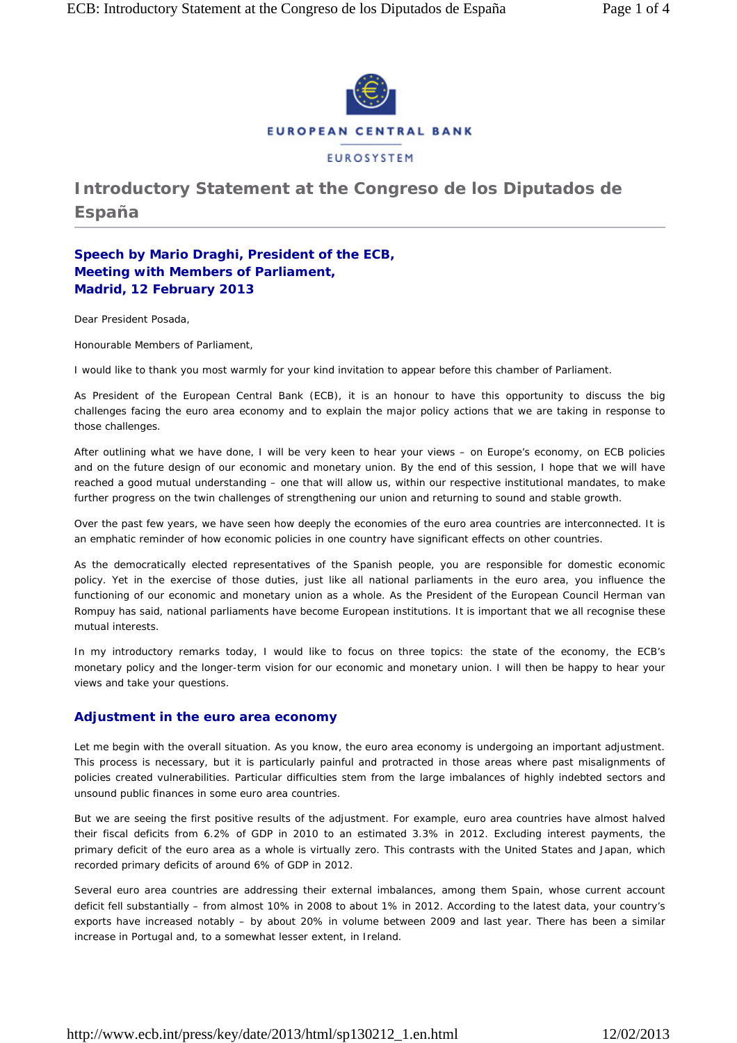EUROPEAN CENTRAL BANK

EUROSYSTEM

# Introductory Statement at the Congreso de los Diputados de España

**Speech by Mario Draghi, President of the ECB,**
**Meeting with Members of Parliament,**
**Madrid, 12 February 2013**

Dear President Posada,

Honourable Members of Parliament,

I would like to thank you most warmly for your kind invitation to appear before this chamber of Parliament.

As President of the European Central Bank (ECB), it is an honour to have this opportunity to discuss the big challenges facing the euro area economy and to explain the major policy actions that we are taking in response to those challenges.

After outlining what we have done, I will be very keen to hear your views – on Europe's economy, on ECB policies and on the future design of our economic and monetary union. By the end of this session, I hope that we will have reached a good mutual understanding – one that will allow us, within our respective institutional mandates, to make further progress on the twin challenges of strengthening our union and returning to sound and stable growth.

Over the past few years, we have seen how deeply the economies of the euro area countries are interconnected. It is an emphatic reminder of how economic policies in one country have significant effects on other countries.

As the democratically elected representatives of the Spanish people, you are responsible for domestic economic policy. Yet in the exercise of those duties, just like all national parliaments in the euro area, you influence the functioning of our economic and monetary union as a whole. As the President of the European Council Herman van Rompuy has said, national parliaments have become European institutions. It is important that we all recognise these mutual interests.

In my introductory remarks today, I would like to focus on three topics: the state of the economy, the ECB's monetary policy and the longer-term vision for our economic and monetary union. I will then be happy to hear your views and take your questions.

## Adjustment in the euro area economy

Let me begin with the overall situation. As you know, the euro area economy is undergoing an important adjustment. This process is necessary, but it is particularly painful and protracted in those areas where past misalignments of policies created vulnerabilities. Particular difficulties stem from the large imbalances of highly indebted sectors and unsound public finances in some euro area countries.

But we are seeing the first positive results of the adjustment. For example, euro area countries have almost halved their fiscal deficits from 6.2% of GDP in 2010 to an estimated 3.3% in 2012. Excluding interest payments, the primary deficit of the euro area as a whole is virtually zero. This contrasts with the United States and Japan, which recorded primary deficits of around 6% of GDP in 2012.

Several euro area countries are addressing their external imbalances, among them Spain, whose current account deficit fell substantially – from almost 10% in 2008 to about 1% in 2012. According to the latest data, your country's exports have increased notably – by about 20% in volume between 2009 and last year. There has been a similar increase in Portugal and, to a somewhat lesser extent, in Ireland.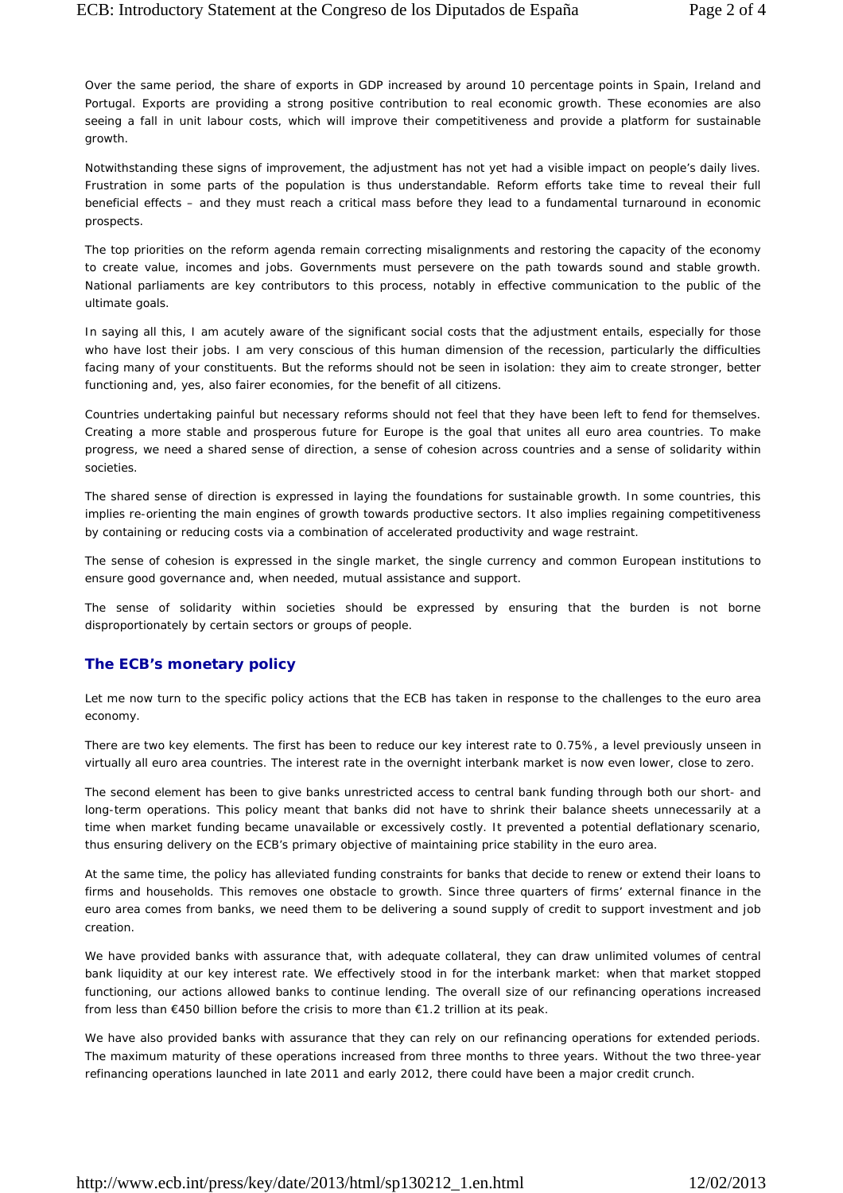Over the same period, the share of exports in GDP increased by around 10 percentage points in Spain, Ireland and Portugal. Exports are providing a strong positive contribution to real economic growth. These economies are also seeing a fall in unit labour costs, which will improve their competitiveness and provide a platform for sustainable growth.

Notwithstanding these signs of improvement, the adjustment has not yet had a visible impact on people's daily lives. Frustration in some parts of the population is thus understandable. Reform efforts take time to reveal their full beneficial effects – and they must reach a critical mass before they lead to a fundamental turnaround in economic prospects.

The top priorities on the reform agenda remain correcting misalignments and restoring the capacity of the economy to create value, incomes and jobs. Governments must persevere on the path towards sound and stable growth. National parliaments are key contributors to this process, notably in effective communication to the public of the ultimate goals.

In saying all this, I am acutely aware of the significant social costs that the adjustment entails, especially for those who have lost their jobs. I am very conscious of this human dimension of the recession, particularly the difficulties facing many of your constituents. But the reforms should not be seen in isolation: they aim to create stronger, better functioning and, yes, also fairer economies, for the benefit of all citizens.

Countries undertaking painful but necessary reforms should not feel that they have been left to fend for themselves. Creating a more stable and prosperous future for Europe is the goal that unites all euro area countries. To make progress, we need a shared sense of direction, a sense of cohesion across countries and a sense of solidarity within societies.

The shared sense of direction is expressed in laying the foundations for sustainable growth. In some countries, this implies re-orienting the main engines of growth towards productive sectors. It also implies regaining competitiveness by containing or reducing costs via a combination of accelerated productivity and wage restraint.

The sense of cohesion is expressed in the single market, the single currency and common European institutions to ensure good governance and, when needed, mutual assistance and support.

The sense of solidarity within societies should be expressed by ensuring that the burden is not borne disproportionately by certain sectors or groups of people.

## The ECB's monetary policy

Let me now turn to the specific policy actions that the ECB has taken in response to the challenges to the euro area economy.

There are two key elements. The first has been to reduce our key interest rate to 0.75%, a level previously unseen in virtually all euro area countries. The interest rate in the overnight interbank market is now even lower, close to zero.

The second element has been to give banks unrestricted access to central bank funding through both our short- and long-term operations. This policy meant that banks did not have to shrink their balance sheets unnecessarily at a time when market funding became unavailable or excessively costly. It prevented a potential deflationary scenario, thus ensuring delivery on the ECB's primary objective of maintaining price stability in the euro area.

At the same time, the policy has alleviated funding constraints for banks that decide to renew or extend their loans to firms and households. This removes one obstacle to growth. Since three quarters of firms' external finance in the euro area comes from banks, we need them to be delivering a sound supply of credit to support investment and job creation.

We have provided banks with assurance that, with adequate collateral, they can draw unlimited volumes of central bank liquidity at our key interest rate. We effectively stood in for the interbank market: when that market stopped functioning, our actions allowed banks to continue lending. The overall size of our refinancing operations increased from less than €450 billion before the crisis to more than €1.2 trillion at its peak.

We have also provided banks with assurance that they can rely on our refinancing operations for extended periods. The maximum maturity of these operations increased from three months to three years. Without the two three-year refinancing operations launched in late 2011 and early 2012, there could have been a major credit crunch.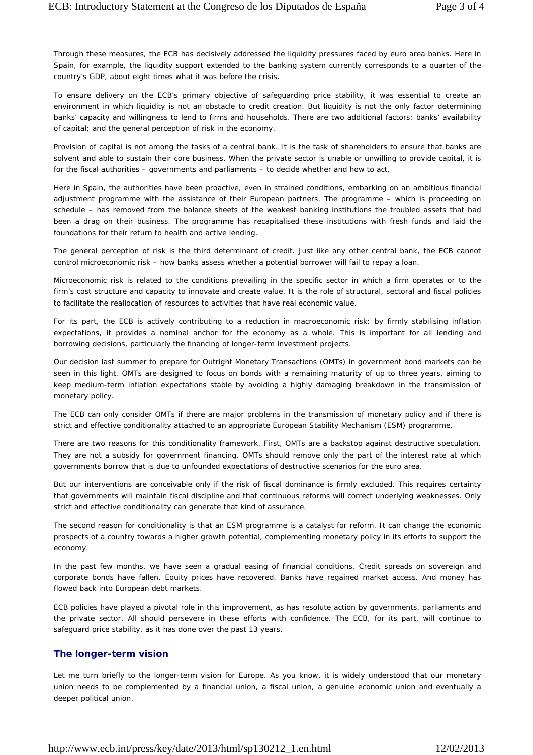Through these measures, the ECB has decisively addressed the liquidity pressures faced by euro area banks. Here in Spain, for example, the liquidity support extended to the banking system currently corresponds to a quarter of the country's GDP, about eight times what it was before the crisis.

To ensure delivery on the ECB's primary objective of safeguarding price stability, it was essential to create an environment in which liquidity is not an obstacle to credit creation. But liquidity is not the only factor determining banks' capacity and willingness to lend to firms and households. There are two additional factors: banks' availability of capital; and the general perception of risk in the economy.

Provision of capital is not among the tasks of a central bank. It is the task of shareholders to ensure that banks are solvent and able to sustain their core business. When the private sector is unable or unwilling to provide capital, it is for the fiscal authorities – governments and parliaments – to decide whether and how to act.

Here in Spain, the authorities have been proactive, even in strained conditions, embarking on an ambitious financial adjustment programme with the assistance of their European partners. The programme – which is proceeding on schedule – has removed from the balance sheets of the weakest banking institutions the troubled assets that had been a drag on their business. The programme has recapitalised these institutions with fresh funds and laid the foundations for their return to health and active lending.

The general perception of risk is the third determinant of credit. Just like any other central bank, the ECB cannot control microeconomic risk – how banks assess whether a potential borrower will fail to repay a loan.

Microeconomic risk is related to the conditions prevailing in the specific sector in which a firm operates or to the firm's cost structure and capacity to innovate and create value. It is the role of structural, sectoral and fiscal policies to facilitate the reallocation of resources to activities that have real economic value.

For its part, the ECB is actively contributing to a reduction in macroeconomic risk: by firmly stabilising inflation expectations, it provides a nominal anchor for the economy as a whole. This is important for all lending and borrowing decisions, particularly the financing of longer-term investment projects.

Our decision last summer to prepare for Outright Monetary Transactions (OMTs) in government bond markets can be seen in this light. OMTs are designed to focus on bonds with a remaining maturity of up to three years, aiming to keep medium-term inflation expectations stable by avoiding a highly damaging breakdown in the transmission of monetary policy.

The ECB can only consider OMTs if there are major problems in the transmission of monetary policy and if there is strict and effective conditionality attached to an appropriate European Stability Mechanism (ESM) programme.

There are two reasons for this conditionality framework. First, OMTs are a backstop against destructive speculation. They are not a subsidy for government financing. OMTs should remove only the part of the interest rate at which governments borrow that is due to unfounded expectations of destructive scenarios for the euro area.

But our interventions are conceivable only if the risk of fiscal dominance is firmly excluded. This requires certainty that governments will maintain fiscal discipline and that continuous reforms will correct underlying weaknesses. Only strict and effective conditionality can generate that kind of assurance.

The second reason for conditionality is that an ESM programme is a catalyst for reform. It can change the economic prospects of a country towards a higher growth potential, complementing monetary policy in its efforts to support the economy.

In the past few months, we have seen a gradual easing of financial conditions. Credit spreads on sovereign and corporate bonds have fallen. Equity prices have recovered. Banks have regained market access. And money has flowed back into European debt markets.

ECB policies have played a pivotal role in this improvement, as has resolute action by governments, parliaments and the private sector. All should persevere in these efforts with confidence. The ECB, for its part, will continue to safeguard price stability, as it has done over the past 13 years.

## The longer-term vision

Let me turn briefly to the longer-term vision for Europe. As you know, it is widely understood that our monetary union needs to be complemented by a financial union, a fiscal union, a genuine economic union and eventually a deeper political union.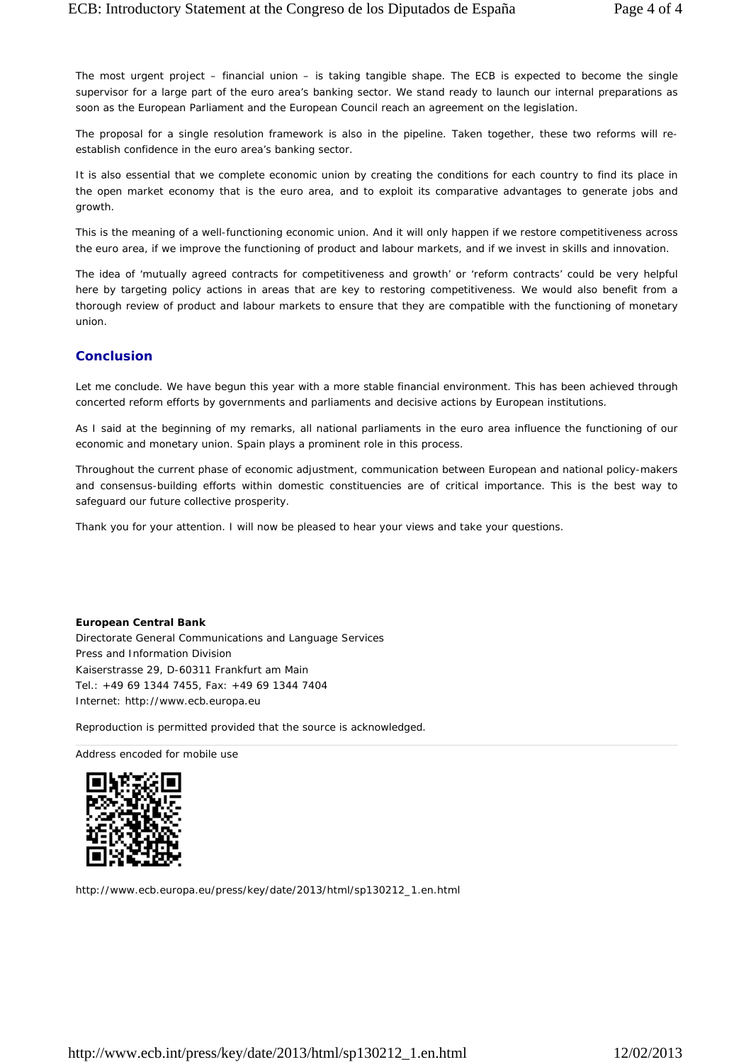The most urgent project – financial union – is taking tangible shape. The ECB is expected to become the single supervisor for a large part of the euro area's banking sector. We stand ready to launch our internal preparations as soon as the European Parliament and the European Council reach an agreement on the legislation.

The proposal for a single resolution framework is also in the pipeline. Taken together, these two reforms will re-establish confidence in the euro area's banking sector.

It is also essential that we complete economic union by creating the conditions for each country to find its place in the open market economy that is the euro area, and to exploit its comparative advantages to generate jobs and growth.

This is the meaning of a well-functioning economic union. And it will only happen if we restore competitiveness across the euro area, if we improve the functioning of product and labour markets, and if we invest in skills and innovation.

The idea of 'mutually agreed contracts for competitiveness and growth' or 'reform contracts' could be very helpful here by targeting policy actions in areas that are key to restoring competitiveness. We would also benefit from a thorough review of product and labour markets to ensure that they are compatible with the functioning of monetary union.

## Conclusion

Let me conclude. We have begun this year with a more stable financial environment. This has been achieved through concerted reform efforts by governments and parliaments and decisive actions by European institutions.

As I said at the beginning of my remarks, all national parliaments in the euro area influence the functioning of our economic and monetary union. Spain plays a prominent role in this process.

Throughout the current phase of economic adjustment, communication between European and national policy-makers and consensus-building efforts within domestic constituencies are of critical importance. This is the best way to safeguard our future collective prosperity.

Thank you for your attention. I will now be pleased to hear your views and take your questions.

**European Central Bank**
Directorate General Communications and Language Services
Press and Information Division
Kaiserstrasse 29, D-60311 Frankfurt am Main
Tel.: +49 69 1344 7455, Fax: +49 69 1344 7404
Internet: http://www.ecb.europa.eu

Reproduction is permitted provided that the source is acknowledged.

Address encoded for mobile use

http://www.ecb.europa.eu/press/key/date/2013/html/sp130212_1.en.html